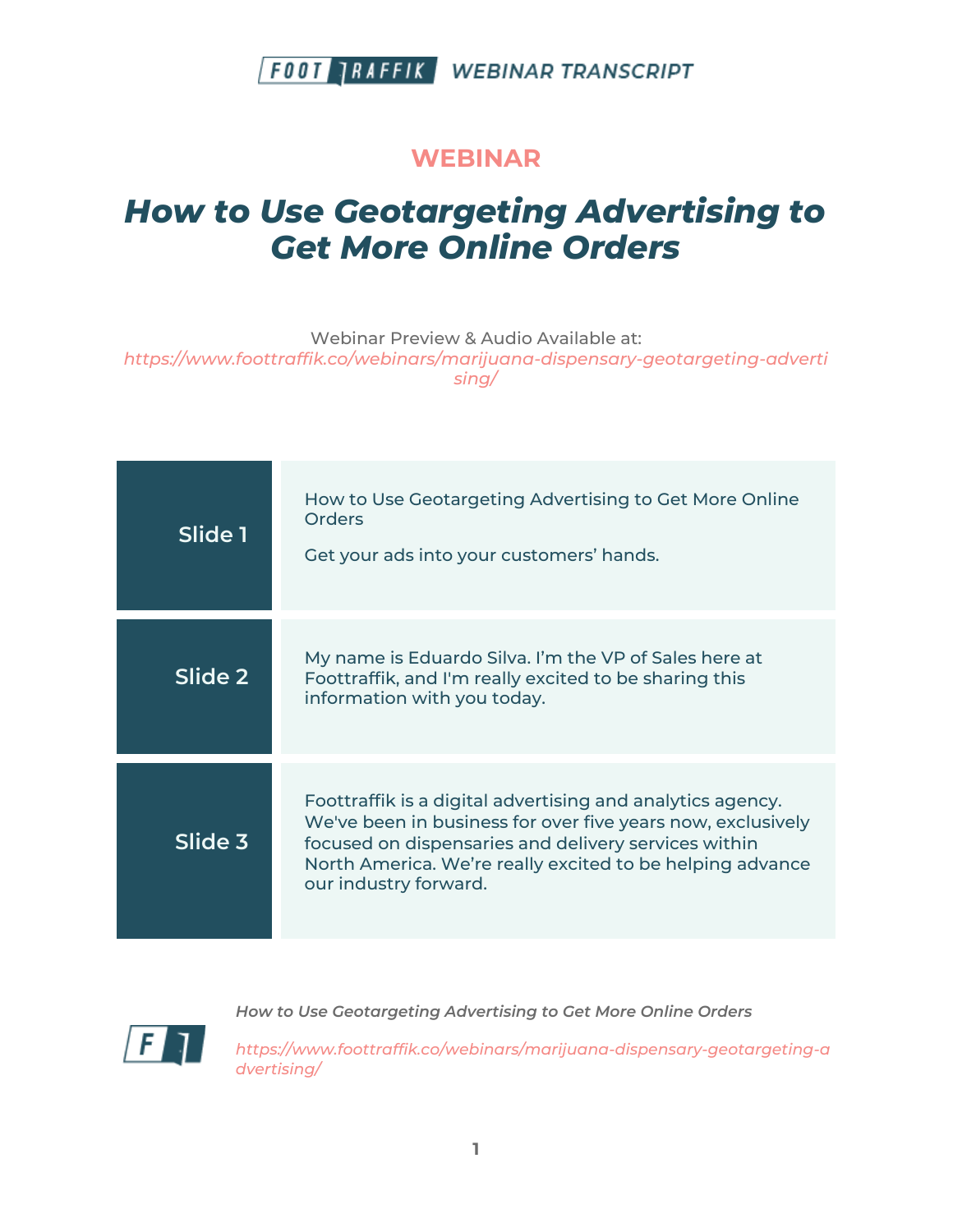## WEBINAR

# *How to Use Geotargeting Advertising to Get More Online Orders*

Webinar Preview & Audio Available at:
*https://www.foottraffik.co/webinars/marijuana-dispensary-geotargeting-advertising/*

| Slide | Content |
| --- | --- |
| Slide 1 | How to Use Geotargeting Advertising to Get More Online Orders<br><br>Get your ads into your customers' hands. |
| Slide 2 | My name is Eduardo Silva. I'm the VP of Sales here at Foottraffik, and I'm really excited to be sharing this information with you today. |
| Slide 3 | Foottraffik is a digital advertising and analytics agency. We've been in business for over five years now, exclusively focused on dispensaries and delivery services within North America. We're really excited to be helping advance our industry forward. |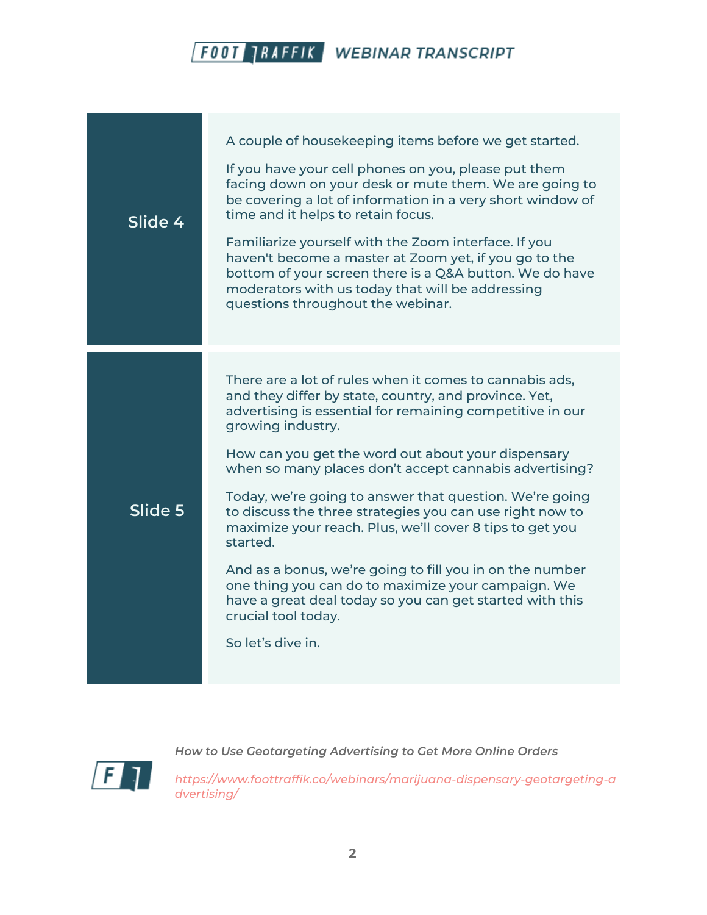## Slide 4

A couple of housekeeping items before we get started.

If you have your cell phones on you, please put them facing down on your desk or mute them. We are going to be covering a lot of information in a very short window of time and it helps to retain focus.

Familiarize yourself with the Zoom interface. If you haven't become a master at Zoom yet, if you go to the bottom of your screen there is a Q&A button. We do have moderators with us today that will be addressing questions throughout the webinar.

## Slide 5

There are a lot of rules when it comes to cannabis ads, and they differ by state, country, and province. Yet, advertising is essential for remaining competitive in our growing industry.

How can you get the word out about your dispensary when so many places don't accept cannabis advertising?

Today, we're going to answer that question. We're going to discuss the three strategies you can use right now to maximize your reach. Plus, we'll cover 8 tips to get you started.

And as a bonus, we're going to fill you in on the number one thing you can do to maximize your campaign. We have a great deal today so you can get started with this crucial tool today.

So let's dive in.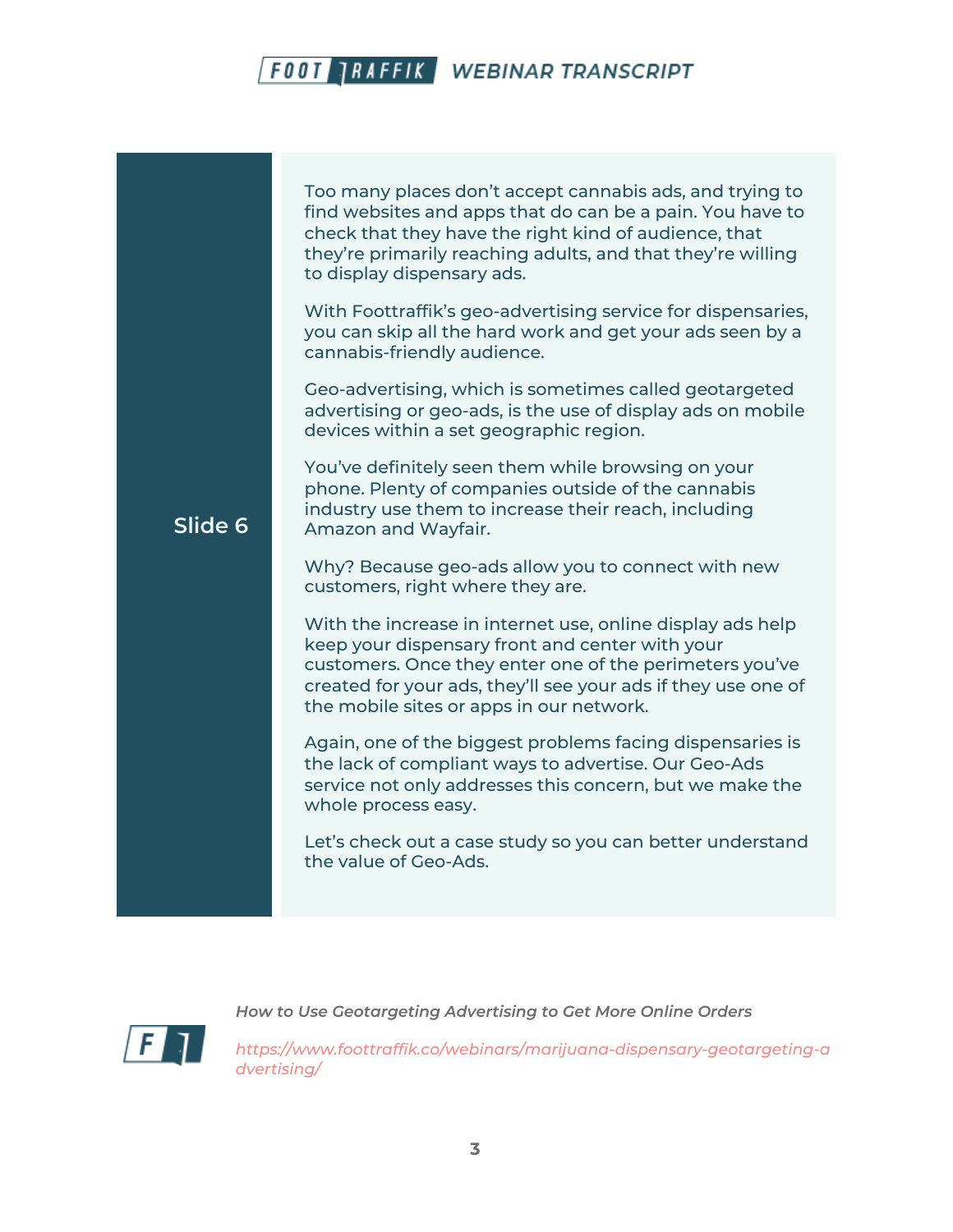**Slide 6**

Too many places don't accept cannabis ads, and trying to find websites and apps that do can be a pain. You have to check that they have the right kind of audience, that they're primarily reaching adults, and that they're willing to display dispensary ads.

With Foottraffik's geo-advertising service for dispensaries, you can skip all the hard work and get your ads seen by a cannabis-friendly audience.

Geo-advertising, which is sometimes called geotargeted advertising or geo-ads, is the use of display ads on mobile devices within a set geographic region.

You've definitely seen them while browsing on your phone. Plenty of companies outside of the cannabis industry use them to increase their reach, including Amazon and Wayfair.

Why? Because geo-ads allow you to connect with new customers, right where they are.

With the increase in internet use, online display ads help keep your dispensary front and center with your customers. Once they enter one of the perimeters you've created for your ads, they'll see your ads if they use one of the mobile sites or apps in our network.

Again, one of the biggest problems facing dispensaries is the lack of compliant ways to advertise. Our Geo-Ads service not only addresses this concern, but we make the whole process easy.

Let's check out a case study so you can better understand the value of Geo-Ads.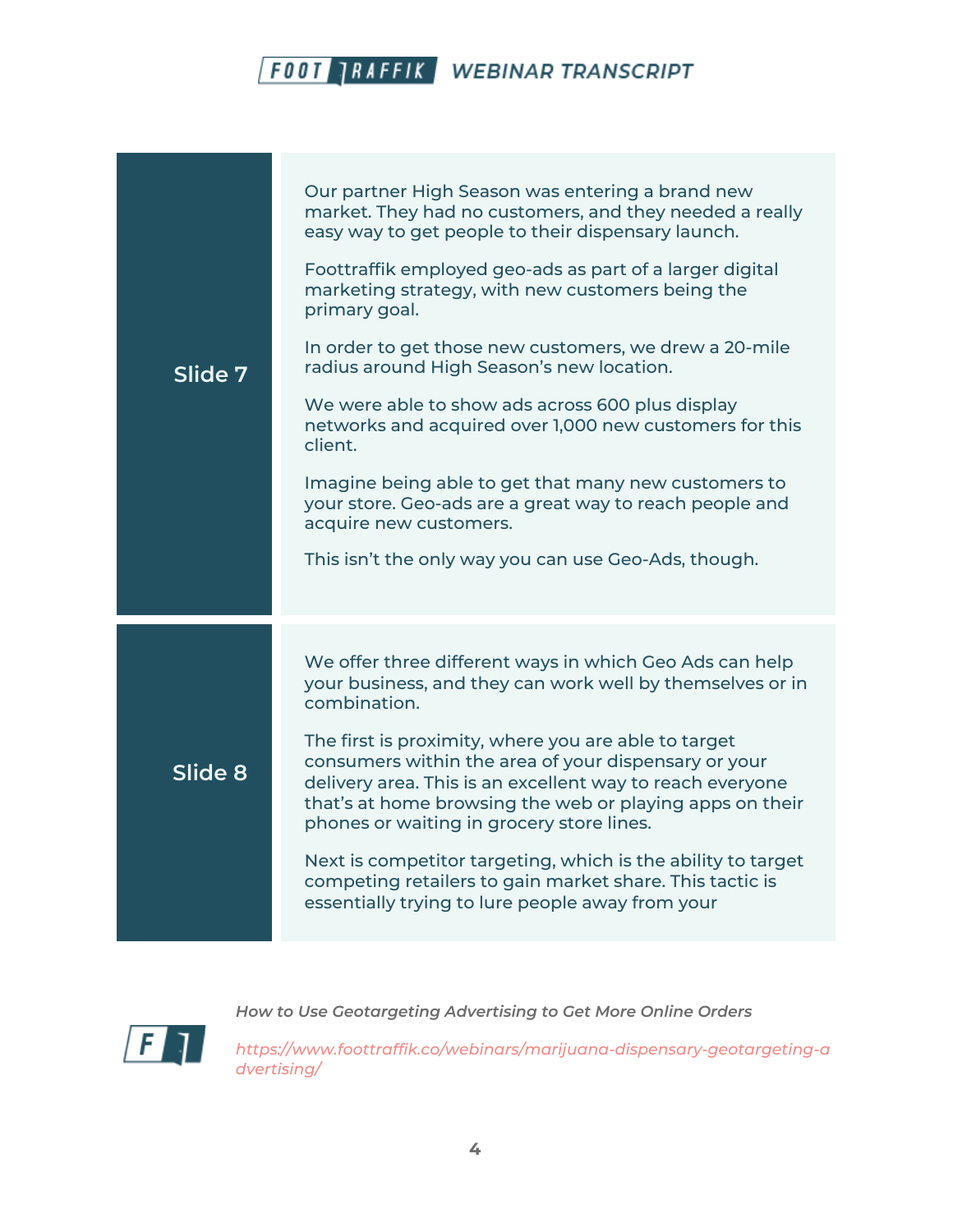| | |
|---|---|
| **Slide 7** | Our partner High Season was entering a brand new market. They had no customers, and they needed a really easy way to get people to their dispensary launch.<br><br>Foottraffik employed geo-ads as part of a larger digital marketing strategy, with new customers being the primary goal.<br><br>In order to get those new customers, we drew a 20-mile radius around High Season's new location.<br><br>We were able to show ads across 600 plus display networks and acquired over 1,000 new customers for this client.<br><br>Imagine being able to get that many new customers to your store. Geo-ads are a great way to reach people and acquire new customers.<br><br>This isn't the only way you can use Geo-Ads, though. |
| **Slide 8** | We offer three different ways in which Geo Ads can help your business, and they can work well by themselves or in combination.<br><br>The first is proximity, where you are able to target consumers within the area of your dispensary or your delivery area. This is an excellent way to reach everyone that's at home browsing the web or playing apps on their phones or waiting in grocery store lines.<br><br>Next is competitor targeting, which is the ability to target competing retailers to gain market share. This tactic is essentially trying to lure people away from your |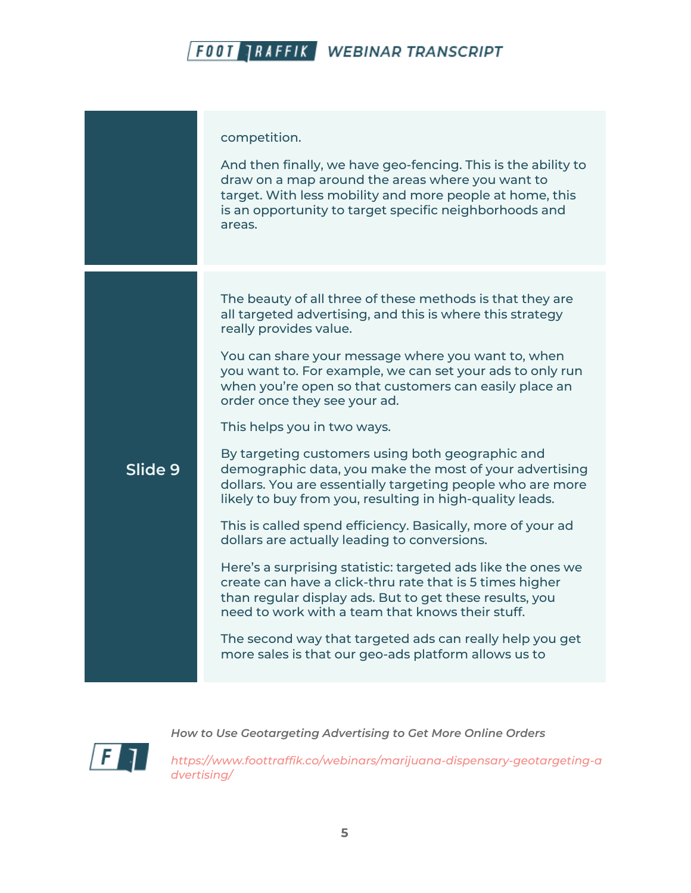competition.

And then finally, we have geo-fencing. This is the ability to draw on a map around the areas where you want to target. With less mobility and more people at home, this is an opportunity to target specific neighborhoods and areas.

**Slide 9**

The beauty of all three of these methods is that they are all targeted advertising, and this is where this strategy really provides value.

You can share your message where you want to, when you want to. For example, we can set your ads to only run when you're open so that customers can easily place an order once they see your ad.

This helps you in two ways.

By targeting customers using both geographic and demographic data, you make the most of your advertising dollars. You are essentially targeting people who are more likely to buy from you, resulting in high-quality leads.

This is called spend efficiency. Basically, more of your ad dollars are actually leading to conversions.

Here's a surprising statistic: targeted ads like the ones we create can have a click-thru rate that is 5 times higher than regular display ads. But to get these results, you need to work with a team that knows their stuff.

The second way that targeted ads can really help you get more sales is that our geo-ads platform allows us to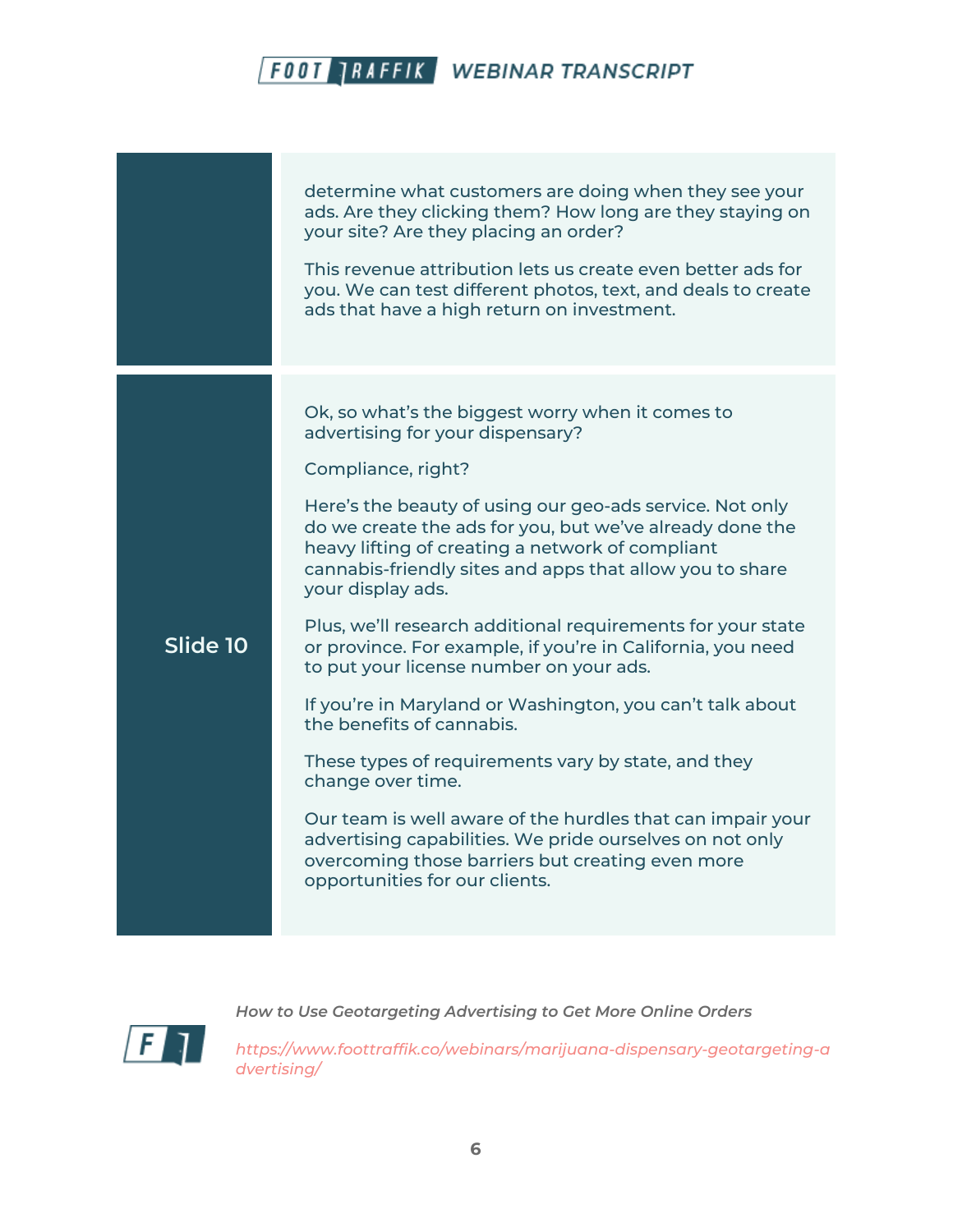determine what customers are doing when they see your ads. Are they clicking them? How long are they staying on your site? Are they placing an order?

This revenue attribution lets us create even better ads for you. We can test different photos, text, and deals to create ads that have a high return on investment.

**Slide 10**

Ok, so what's the biggest worry when it comes to advertising for your dispensary?

Compliance, right?

Here's the beauty of using our geo-ads service. Not only do we create the ads for you, but we've already done the heavy lifting of creating a network of compliant cannabis-friendly sites and apps that allow you to share your display ads.

Plus, we'll research additional requirements for your state or province. For example, if you're in California, you need to put your license number on your ads.

If you're in Maryland or Washington, you can't talk about the benefits of cannabis.

These types of requirements vary by state, and they change over time.

Our team is well aware of the hurdles that can impair your advertising capabilities. We pride ourselves on not only overcoming those barriers but creating even more opportunities for our clients.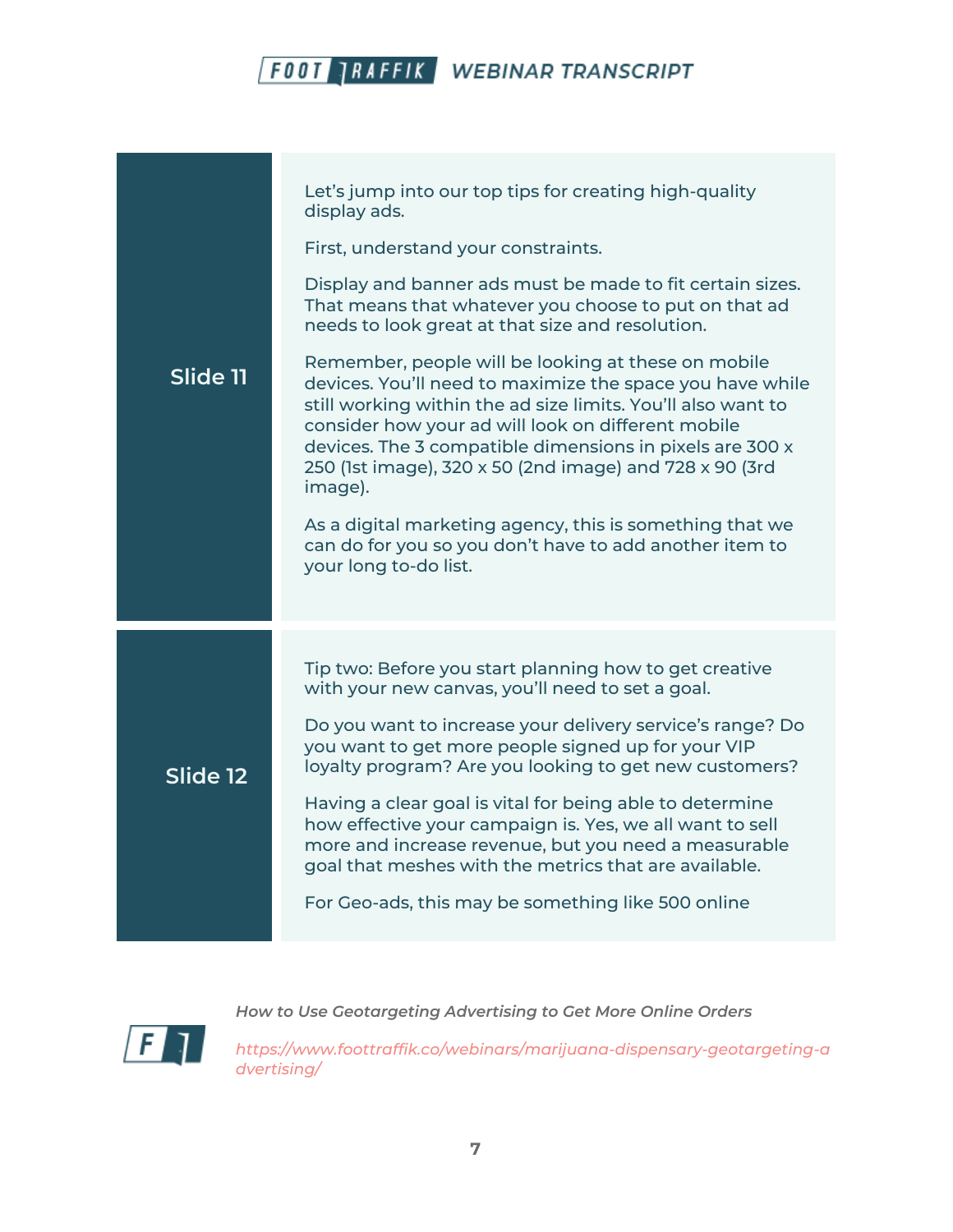| | |
|---|---|
| **Slide 11** | Let's jump into our top tips for creating high-quality display ads.<br><br>First, understand your constraints.<br><br>Display and banner ads must be made to fit certain sizes. That means that whatever you choose to put on that ad needs to look great at that size and resolution.<br><br>Remember, people will be looking at these on mobile devices. You'll need to maximize the space you have while still working within the ad size limits. You'll also want to consider how your ad will look on different mobile devices. The 3 compatible dimensions in pixels are 300 x 250 (1st image), 320 x 50 (2nd image) and 728 x 90 (3rd image).<br><br>As a digital marketing agency, this is something that we can do for you so you don't have to add another item to your long to-do list. |
| **Slide 12** | Tip two: Before you start planning how to get creative with your new canvas, you'll need to set a goal.<br><br>Do you want to increase your delivery service's range? Do you want to get more people signed up for your VIP loyalty program? Are you looking to get new customers?<br><br>Having a clear goal is vital for being able to determine how effective your campaign is. Yes, we all want to sell more and increase revenue, but you need a measurable goal that meshes with the metrics that are available.<br><br>For Geo-ads, this may be something like 500 online |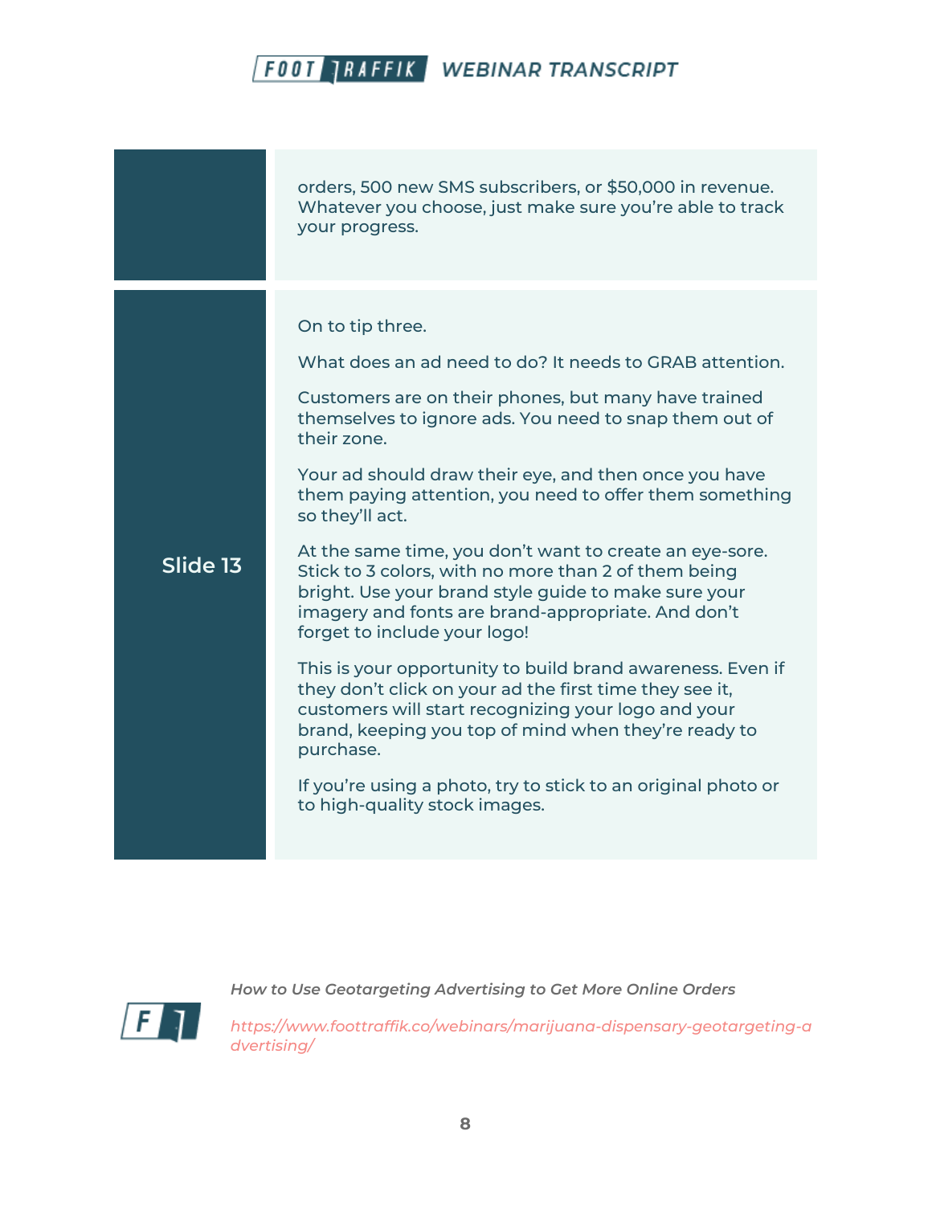| | |
|---|---|
| | orders, 500 new SMS subscribers, or $50,000 in revenue. Whatever you choose, just make sure you're able to track your progress. |
| **Slide 13** | On to tip three.<br><br>What does an ad need to do? It needs to GRAB attention.<br><br>Customers are on their phones, but many have trained themselves to ignore ads. You need to snap them out of their zone.<br><br>Your ad should draw their eye, and then once you have them paying attention, you need to offer them something so they'll act.<br><br>At the same time, you don't want to create an eye-sore. Stick to 3 colors, with no more than 2 of them being bright. Use your brand style guide to make sure your imagery and fonts are brand-appropriate. And don't forget to include your logo!<br><br>This is your opportunity to build brand awareness. Even if they don't click on your ad the first time they see it, customers will start recognizing your logo and your brand, keeping you top of mind when they're ready to purchase.<br><br>If you're using a photo, try to stick to an original photo or to high-quality stock images. |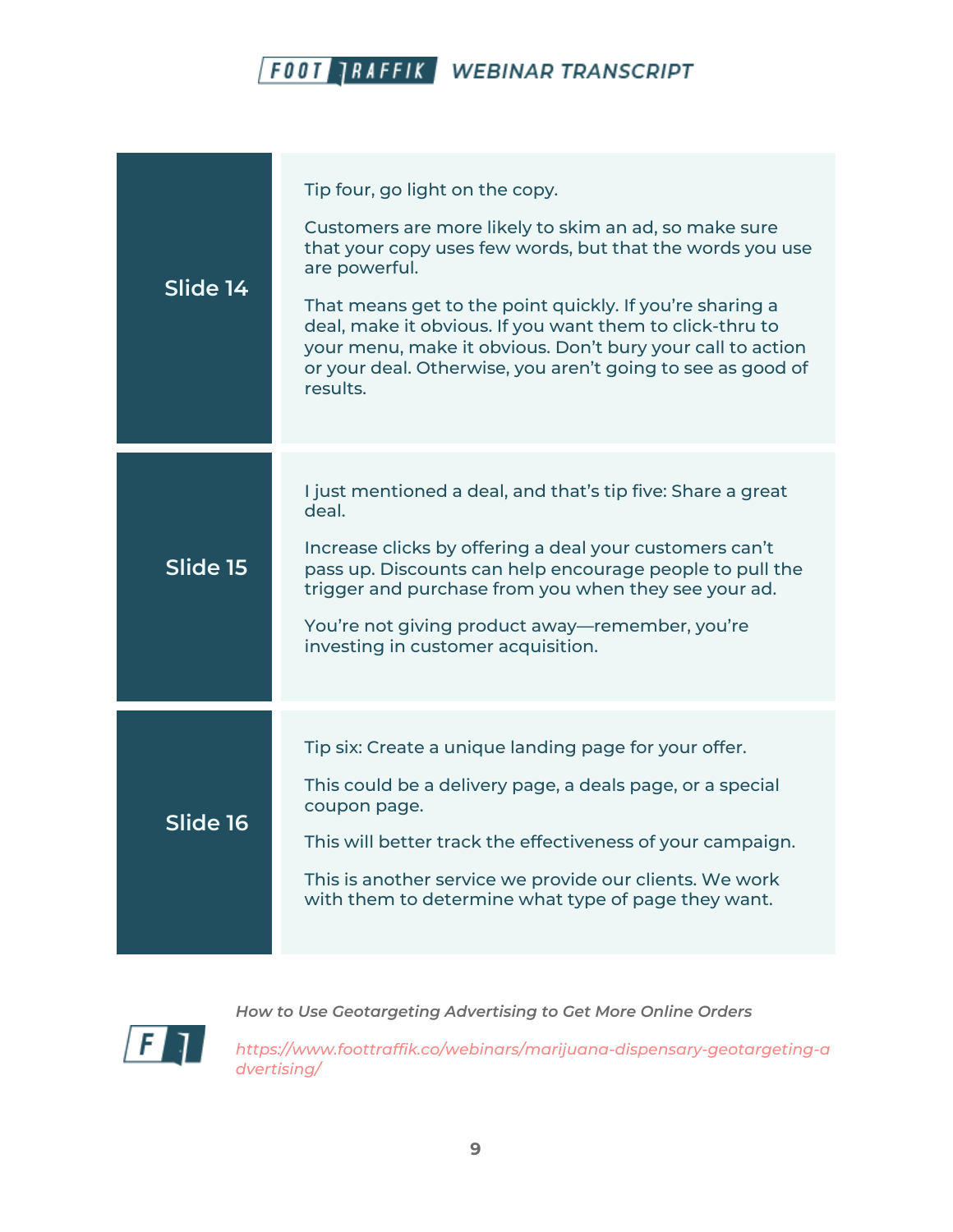| Slide | Transcript |
| --- | --- |
| Slide 14 | Tip four, go light on the copy.<br><br>Customers are more likely to skim an ad, so make sure that your copy uses few words, but that the words you use are powerful.<br><br>That means get to the point quickly. If you're sharing a deal, make it obvious. If you want them to click-thru to your menu, make it obvious. Don't bury your call to action or your deal. Otherwise, you aren't going to see as good of results. |
| Slide 15 | I just mentioned a deal, and that's tip five: Share a great deal.<br><br>Increase clicks by offering a deal your customers can't pass up. Discounts can help encourage people to pull the trigger and purchase from you when they see your ad.<br><br>You're not giving product away—remember, you're investing in customer acquisition. |
| Slide 16 | Tip six: Create a unique landing page for your offer.<br><br>This could be a delivery page, a deals page, or a special coupon page.<br><br>This will better track the effectiveness of your campaign.<br><br>This is another service we provide our clients. We work with them to determine what type of page they want. |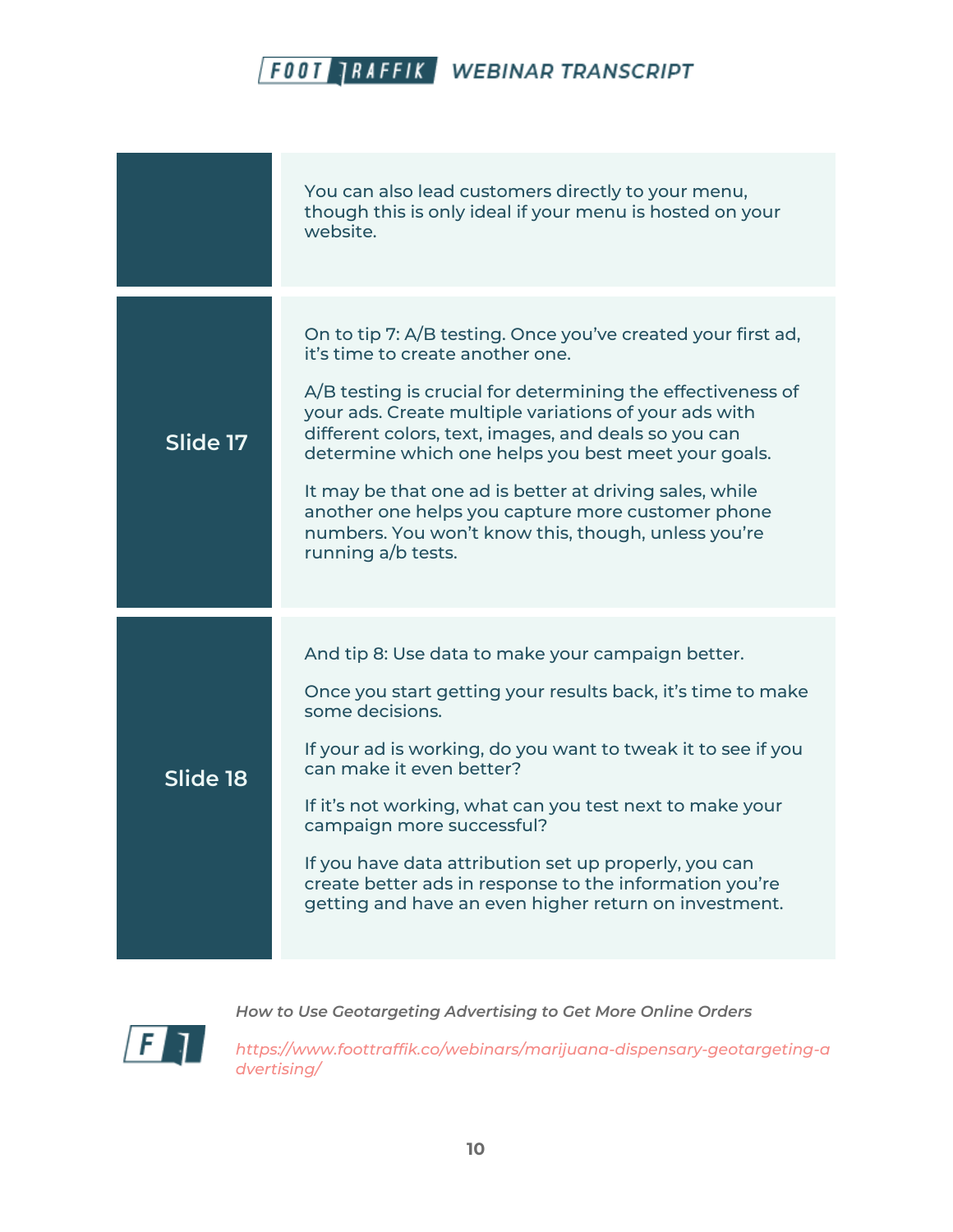| | |
|---|---|
| | You can also lead customers directly to your menu, though this is only ideal if your menu is hosted on your website. |
| **Slide 17** | On to tip 7: A/B testing. Once you've created your first ad, it's time to create another one.<br><br>A/B testing is crucial for determining the effectiveness of your ads. Create multiple variations of your ads with different colors, text, images, and deals so you can determine which one helps you best meet your goals.<br><br>It may be that one ad is better at driving sales, while another one helps you capture more customer phone numbers. You won't know this, though, unless you're running a/b tests. |
| **Slide 18** | And tip 8: Use data to make your campaign better.<br><br>Once you start getting your results back, it's time to make some decisions.<br><br>If your ad is working, do you want to tweak it to see if you can make it even better?<br><br>If it's not working, what can you test next to make your campaign more successful?<br><br>If you have data attribution set up properly, you can create better ads in response to the information you're getting and have an even higher return on investment. |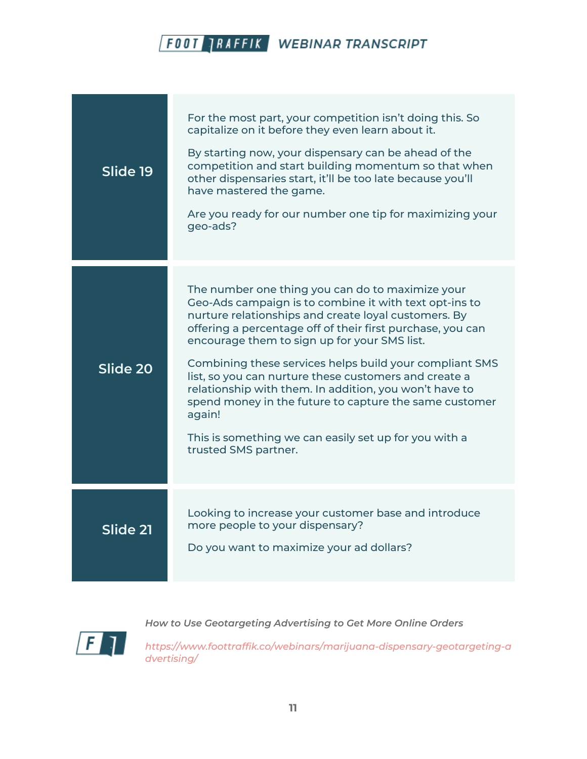| | |
|---|---|
| **Slide 19** | For the most part, your competition isn't doing this. So capitalize on it before they even learn about it.<br><br>By starting now, your dispensary can be ahead of the competition and start building momentum so that when other dispensaries start, it'll be too late because you'll have mastered the game.<br><br>Are you ready for our number one tip for maximizing your geo-ads? |
| **Slide 20** | The number one thing you can do to maximize your Geo-Ads campaign is to combine it with text opt-ins to nurture relationships and create loyal customers. By offering a percentage off of their first purchase, you can encourage them to sign up for your SMS list.<br><br>Combining these services helps build your compliant SMS list, so you can nurture these customers and create a relationship with them. In addition, you won't have to spend money in the future to capture the same customer again!<br><br>This is something we can easily set up for you with a trusted SMS partner. |
| **Slide 21** | Looking to increase your customer base and introduce more people to your dispensary?<br><br>Do you want to maximize your ad dollars? |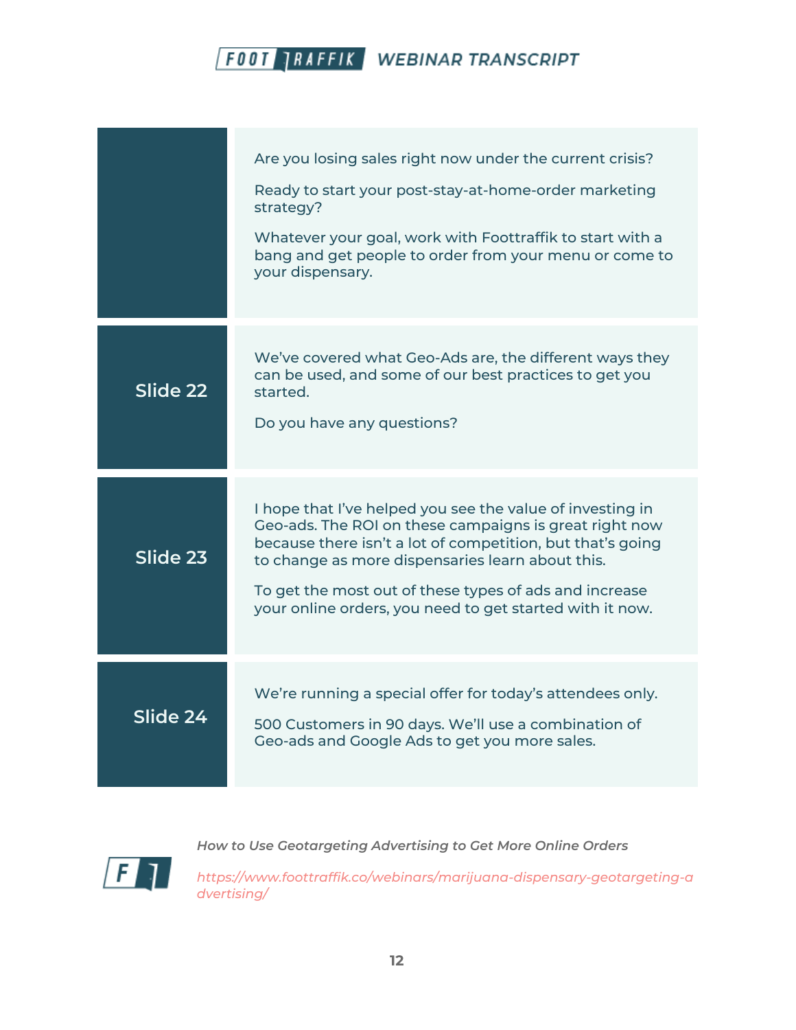| | |
|---|---|
| | Are you losing sales right now under the current crisis?<br><br>Ready to start your post-stay-at-home-order marketing strategy?<br><br>Whatever your goal, work with Foottraffik to start with a bang and get people to order from your menu or come to your dispensary. |
| **Slide 22** | We've covered what Geo-Ads are, the different ways they can be used, and some of our best practices to get you started.<br><br>Do you have any questions? |
| **Slide 23** | I hope that I've helped you see the value of investing in Geo-ads. The ROI on these campaigns is great right now because there isn't a lot of competition, but that's going to change as more dispensaries learn about this.<br><br>To get the most out of these types of ads and increase your online orders, you need to get started with it now. |
| **Slide 24** | We're running a special offer for today's attendees only.<br><br>500 Customers in 90 days. We'll use a combination of Geo-ads and Google Ads to get you more sales. |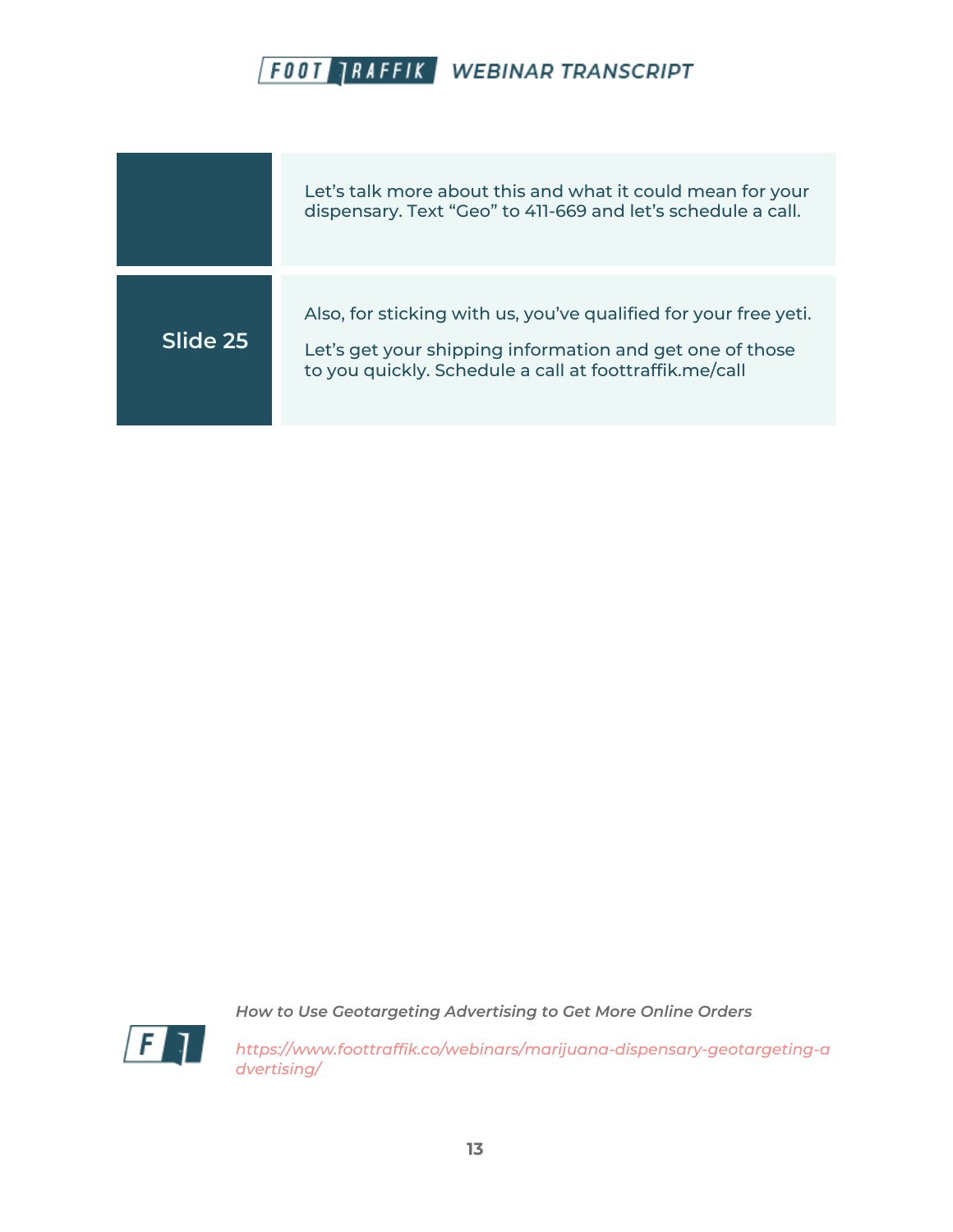| | |
|---|---|
| | Let's talk more about this and what it could mean for your dispensary. Text "Geo" to 411-669 and let's schedule a call. |
| Slide 25 | Also, for sticking with us, you've qualified for your free yeti.<br><br>Let's get your shipping information and get one of those to you quickly. Schedule a call at foottraffik.me/call |